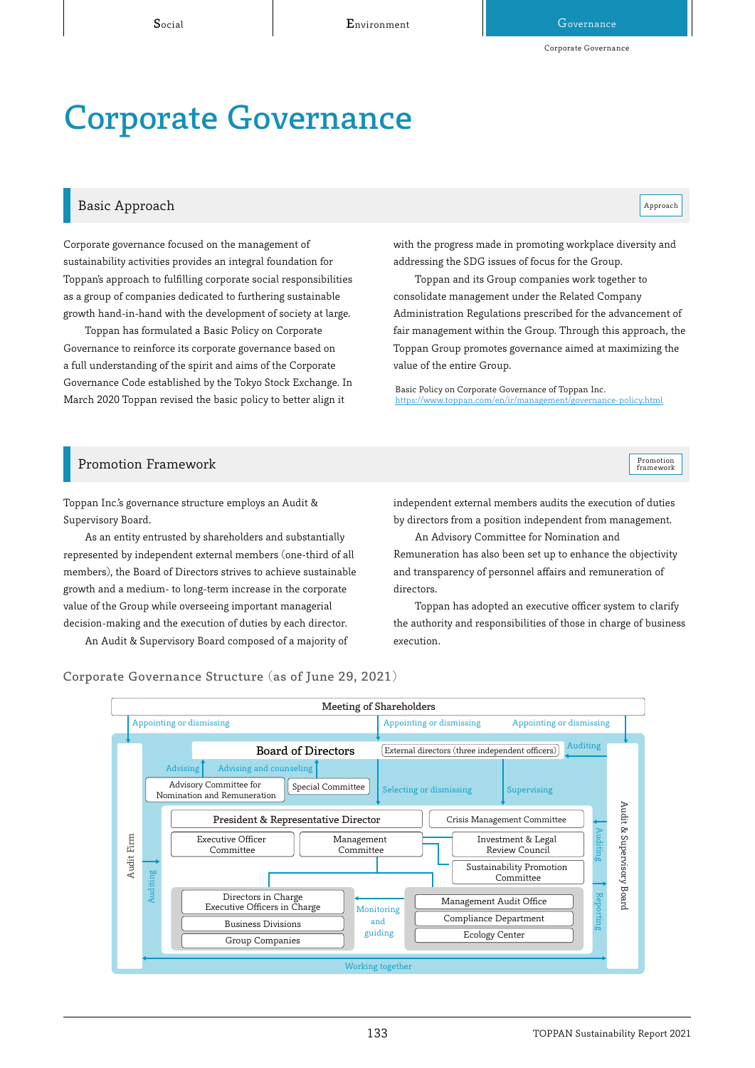# Corporate Governance

## Basic Approach

Approach

Corporate governance focused on the management of sustainability activities provides an integral foundation for Toppan's approach to fulfilling corporate social responsibilities as a group of companies dedicated to furthering sustainable growth hand-in-hand with the development of society at large.

Toppan has formulated a Basic Policy on Corporate Governance to reinforce its corporate governance based on a full understanding of the spirit and aims of the Corporate Governance Code established by the Tokyo Stock Exchange. In March 2020 Toppan revised the basic policy to better align it with the progress made in promoting workplace diversity and addressing the SDG issues of focus for the Group.

Toppan and its Group companies work together to consolidate management under the Related Company Administration Regulations prescribed for the advancement of fair management within the Group. Through this approach, the Toppan Group promotes governance aimed at maximizing the value of the entire Group.

Basic Policy on Corporate Governance of Toppan Inc.
https://www.toppan.com/en/ir/management/governance-policy.html

## Promotion Framework

Promotion framework

Toppan Inc.'s governance structure employs an Audit & Supervisory Board.

As an entity entrusted by shareholders and substantially represented by independent external members (one-third of all members), the Board of Directors strives to achieve sustainable growth and a medium- to long-term increase in the corporate value of the Group while overseeing important managerial decision-making and the execution of duties by each director.

An Audit & Supervisory Board composed of a majority of independent external members audits the execution of duties by directors from a position independent from management.

An Advisory Committee for Nomination and Remuneration has also been set up to enhance the objectivity and transparency of personnel affairs and remuneration of directors.

Toppan has adopted an executive officer system to clarify the authority and responsibilities of those in charge of business execution.

### Corporate Governance Structure (as of June 29, 2021)

- Meeting of Shareholders
  - Appointing or dismissing → Audit Firm
  - Appointing or dismissing → Board of Directors
  - Appointing or dismissing → Audit & Supervisory Board
- Board of Directors — External directors (three independent officers)
  - Advisory Committee for Nomination and Remuneration (Advising)
  - Special Committee (Advising and counseling)
  - Selecting or dismissing / Supervising → President & Representative Director
- Audit & Supervisory Board — Auditing → Board of Directors; Auditing → President & Representative Director; Reporting ← Management Audit Office
- Audit Firm — Auditing
- President & Representative Director
  - Executive Officer Committee
  - Management Committee
  - Crisis Management Committee
  - Investment & Legal Review Council
  - Sustainability Promotion Committee
  - Directors in Charge / Executive Officers in Charge
    - Business Divisions
    - Group Companies
  - Management Audit Office, Compliance Department, Ecology Center — Monitoring and guiding → Directors in Charge / Executive Officers in Charge, Business Divisions, Group Companies
- Audit Firm ↔ Audit & Supervisory Board: Working together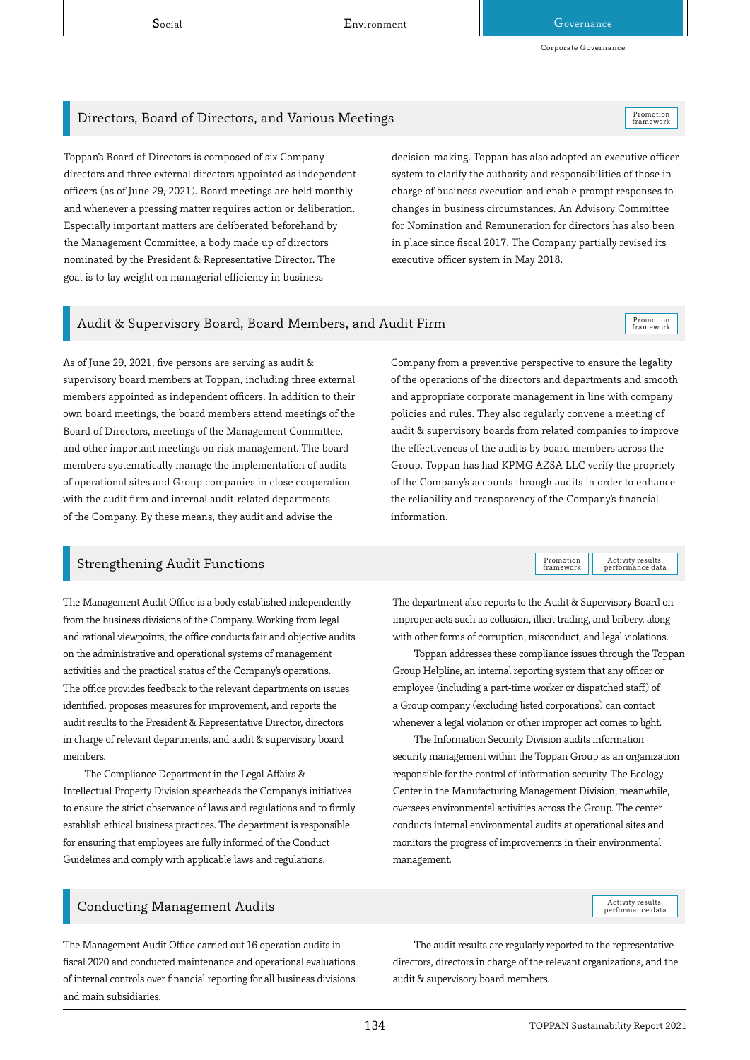## Directors, Board of Directors, and Various Meetings

Promotion framework

Toppan's Board of Directors is composed of six Company directors and three external directors appointed as independent officers (as of June 29, 2021). Board meetings are held monthly and whenever a pressing matter requires action or deliberation. Especially important matters are deliberated beforehand by the Management Committee, a body made up of directors nominated by the President & Representative Director. The goal is to lay weight on managerial efficiency in business decision-making. Toppan has also adopted an executive officer system to clarify the authority and responsibilities of those in charge of business execution and enable prompt responses to changes in business circumstances. An Advisory Committee for Nomination and Remuneration for directors has also been in place since fiscal 2017. The Company partially revised its executive officer system in May 2018.

## Audit & Supervisory Board, Board Members, and Audit Firm

Promotion framework

As of June 29, 2021, five persons are serving as audit & supervisory board members at Toppan, including three external members appointed as independent officers. In addition to their own board meetings, the board members attend meetings of the Board of Directors, meetings of the Management Committee, and other important meetings on risk management. The board members systematically manage the implementation of audits of operational sites and Group companies in close cooperation with the audit firm and internal audit-related departments of the Company. By these means, they audit and advise the Company from a preventive perspective to ensure the legality of the operations of the directors and departments and smooth and appropriate corporate management in line with company policies and rules. They also regularly convene a meeting of audit & supervisory boards from related companies to improve the effectiveness of the audits by board members across the Group. Toppan has had KPMG AZSA LLC verify the propriety of the Company's accounts through audits in order to enhance the reliability and transparency of the Company's financial information.

## Strengthening Audit Functions

Promotion framework | Activity results, performance data

The Management Audit Office is a body established independently from the business divisions of the Company. Working from legal and rational viewpoints, the office conducts fair and objective audits on the administrative and operational systems of management activities and the practical status of the Company's operations. The office provides feedback to the relevant departments on issues identified, proposes measures for improvement, and reports the audit results to the President & Representative Director, directors in charge of relevant departments, and audit & supervisory board members.

The Compliance Department in the Legal Affairs & Intellectual Property Division spearheads the Company's initiatives to ensure the strict observance of laws and regulations and to firmly establish ethical business practices. The department is responsible for ensuring that employees are fully informed of the Conduct Guidelines and comply with applicable laws and regulations. The department also reports to the Audit & Supervisory Board on improper acts such as collusion, illicit trading, and bribery, along with other forms of corruption, misconduct, and legal violations.

Toppan addresses these compliance issues through the Toppan Group Helpline, an internal reporting system that any officer or employee (including a part-time worker or dispatched staff) of a Group company (excluding listed corporations) can contact whenever a legal violation or other improper act comes to light.

The Information Security Division audits information security management within the Toppan Group as an organization responsible for the control of information security. The Ecology Center in the Manufacturing Management Division, meanwhile, oversees environmental activities across the Group. The center conducts internal environmental audits at operational sites and monitors the progress of improvements in their environmental management.

## Conducting Management Audits

Activity results, performance data

The Management Audit Office carried out 16 operation audits in fiscal 2020 and conducted maintenance and operational evaluations of internal controls over financial reporting for all business divisions and main subsidiaries.

The audit results are regularly reported to the representative directors, directors in charge of the relevant organizations, and the audit & supervisory board members.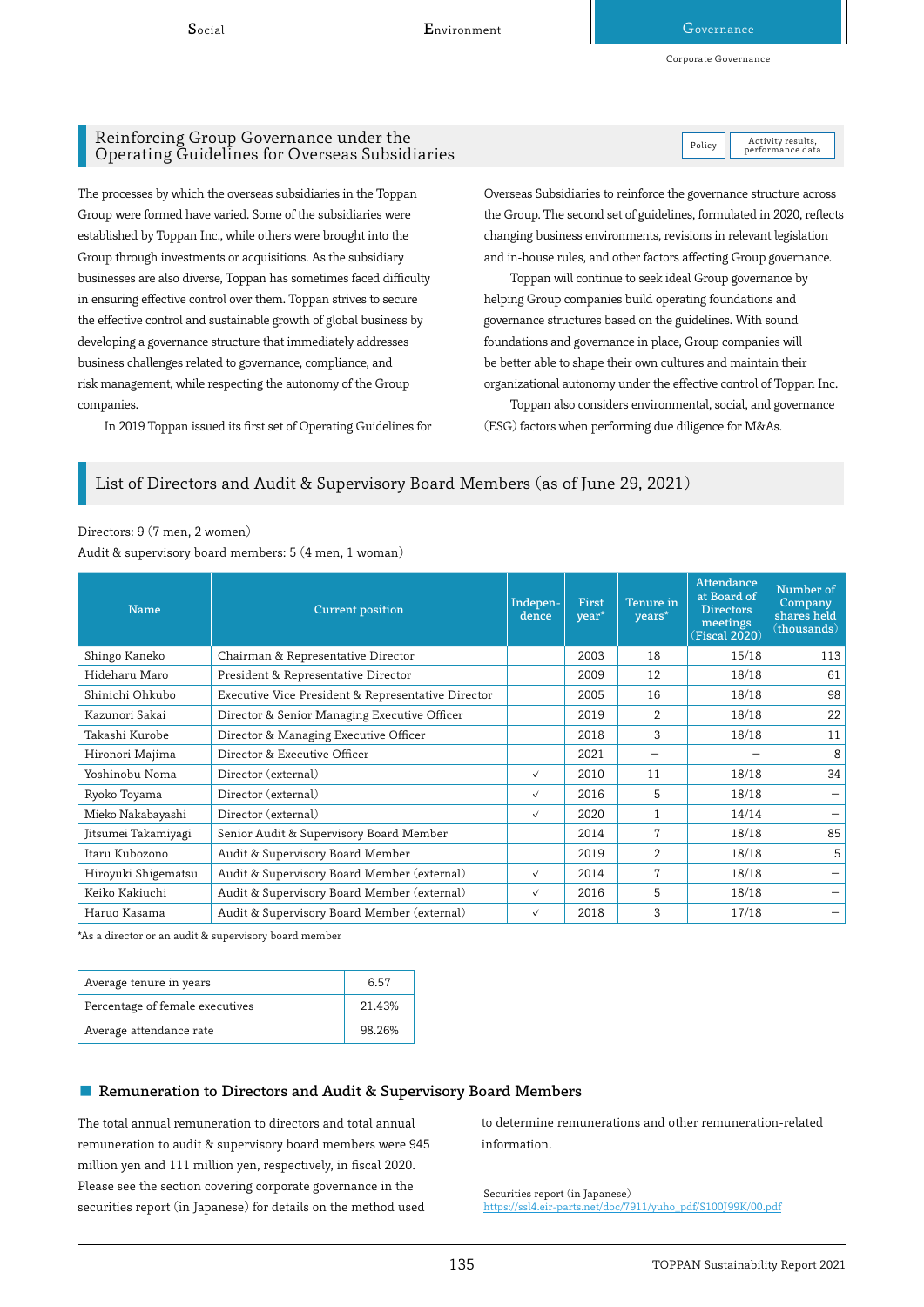## Reinforcing Group Governance under the Operating Guidelines for Overseas Subsidiaries

Policy | Activity results, performance data

The processes by which the overseas subsidiaries in the Toppan Group were formed have varied. Some of the subsidiaries were established by Toppan Inc., while others were brought into the Group through investments or acquisitions. As the subsidiary businesses are also diverse, Toppan has sometimes faced difficulty in ensuring effective control over them. Toppan strives to secure the effective control and sustainable growth of global business by developing a governance structure that immediately addresses business challenges related to governance, compliance, and risk management, while respecting the autonomy of the Group companies.

In 2019 Toppan issued its first set of Operating Guidelines for Overseas Subsidiaries to reinforce the governance structure across the Group. The second set of guidelines, formulated in 2020, reflects changing business environments, revisions in relevant legislation and in-house rules, and other factors affecting Group governance.

Toppan will continue to seek ideal Group governance by helping Group companies build operating foundations and governance structures based on the guidelines. With sound foundations and governance in place, Group companies will be better able to shape their own cultures and maintain their organizational autonomy under the effective control of Toppan Inc.

Toppan also considers environmental, social, and governance (ESG) factors when performing due diligence for M&As.

## List of Directors and Audit & Supervisory Board Members (as of June 29, 2021)

Directors: 9 (7 men, 2 women)
Audit & supervisory board members: 5 (4 men, 1 woman)

| Name | Current position | Independence | First year* | Tenure in years* | Attendance at Board of Directors meetings (Fiscal 2020) | Number of Company shares held (thousands) |
|---|---|---|---|---|---|---|
| Shingo Kaneko | Chairman & Representative Director | | 2003 | 18 | 15/18 | 113 |
| Hideharu Maro | President & Representative Director | | 2009 | 12 | 18/18 | 61 |
| Shinichi Ohkubo | Executive Vice President & Representative Director | | 2005 | 16 | 18/18 | 98 |
| Kazunori Sakai | Director & Senior Managing Executive Officer | | 2019 | 2 | 18/18 | 22 |
| Takashi Kurobe | Director & Managing Executive Officer | | 2018 | 3 | 18/18 | 11 |
| Hironori Majima | Director & Executive Officer | | 2021 | – | – | 8 |
| Yoshinobu Noma | Director (external) | ✓ | 2010 | 11 | 18/18 | 34 |
| Ryoko Toyama | Director (external) | ✓ | 2016 | 5 | 18/18 | – |
| Mieko Nakabayashi | Director (external) | ✓ | 2020 | 1 | 14/14 | – |
| Jitsumei Takamiyagi | Senior Audit & Supervisory Board Member | | 2014 | 7 | 18/18 | 85 |
| Itaru Kubozono | Audit & Supervisory Board Member | | 2019 | 2 | 18/18 | 5 |
| Hiroyuki Shigematsu | Audit & Supervisory Board Member (external) | ✓ | 2014 | 7 | 18/18 | – |
| Keiko Kakiuchi | Audit & Supervisory Board Member (external) | ✓ | 2016 | 5 | 18/18 | – |
| Haruo Kasama | Audit & Supervisory Board Member (external) | ✓ | 2018 | 3 | 17/18 | – |

*As a director or an audit & supervisory board member

| | |
|---|---|
| Average tenure in years | 6.57 |
| Percentage of female executives | 21.43% |
| Average attendance rate | 98.26% |

### Remuneration to Directors and Audit & Supervisory Board Members

The total annual remuneration to directors and total annual remuneration to audit & supervisory board members were 945 million yen and 111 million yen, respectively, in fiscal 2020. Please see the section covering corporate governance in the securities report (in Japanese) for details on the method used to determine remunerations and other remuneration-related information.

Securities report (in Japanese)
https://ssl4.eir-parts.net/doc/7911/yuho_pdf/S100J99K/00.pdf